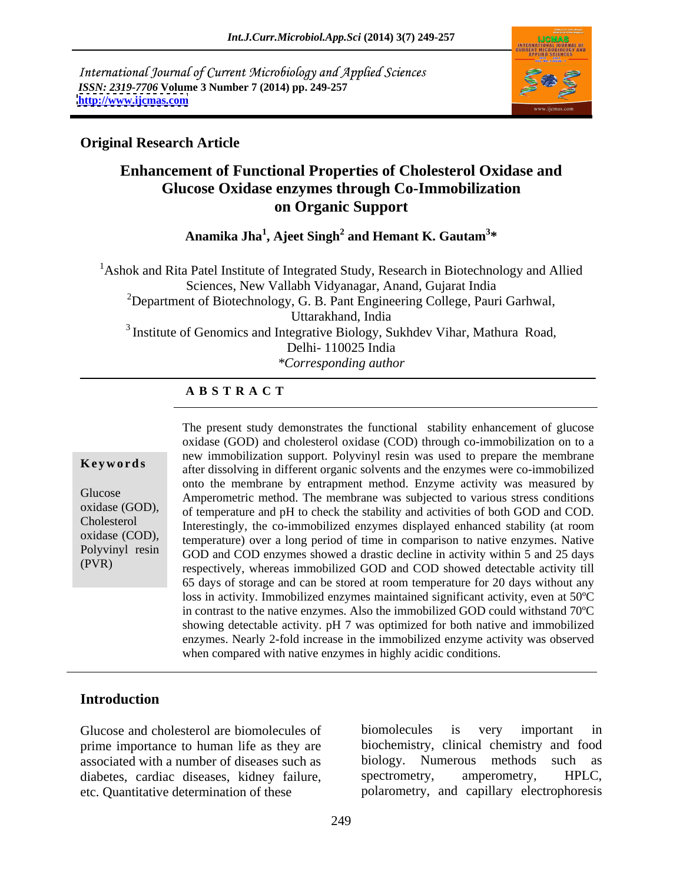International Journal of Current Microbiology and Applied Sciences
*ISSN: 2319-7706* **Volume 3 Number 7 (2014) pp. 249-257**
**http://www.ijcmas.com**

**Original Research Article**

# Enhancement of Functional Properties of Cholesterol Oxidase and Glucose Oxidase enzymes through Co-Immobilization on Organic Support

**Anamika Jha[1], Ajeet Singh[2] and Hemant K. Gautam[3]***

[1]Ashok and Rita Patel Institute of Integrated Study, Research in Biotechnology and Allied Sciences, New Vallabh Vidyanagar, Anand, Gujarat India
[2]Department of Biotechnology, G. B. Pant Engineering College, Pauri Garhwal, Uttarakhand, India
[3]Institute of Genomics and Integrative Biology, Sukhdev Vihar, Mathura Road, Delhi- 110025 India
*Corresponding author

## ABSTRACT

**Keywords**

Glucose oxidase (GOD), Cholesterol oxidase (COD), Polyvinyl resin (PVR)

The present study demonstrates the functional stability enhancement of glucose oxidase (GOD) and cholesterol oxidase (COD) through co-immobilization on to a new immobilization support. Polyvinyl resin was used to prepare the membrane after dissolving in different organic solvents and the enzymes were co-immobilized onto the membrane by entrapment method. Enzyme activity was measured by Amperometric method. The membrane was subjected to various stress conditions of temperature and pH to check the stability and activities of both GOD and COD. Interestingly, the co-immobilized enzymes displayed enhanced stability (at room temperature) over a long period of time in comparison to native enzymes. Native GOD and COD enzymes showed a drastic decline in activity within 5 and 25 days respectively, whereas immobilized GOD and COD showed detectable activity till 65 days of storage and can be stored at room temperature for 20 days without any loss in activity. Immobilized enzymes maintained significant activity, even at 50ºC in contrast to the native enzymes. Also the immobilized GOD could withstand 70ºC showing detectable activity. pH 7 was optimized for both native and immobilized enzymes. Nearly 2-fold increase in the immobilized enzyme activity was observed when compared with native enzymes in highly acidic conditions.

## Introduction

Glucose and cholesterol are biomolecules of prime importance to human life as they are associated with a number of diseases such as diabetes, cardiac diseases, kidney failure, etc. Quantitative determination of these biomolecules is very important in biochemistry, clinical chemistry and food biology. Numerous methods such as spectrometry, amperometry, HPLC, polarometry, and capillary electrophoresis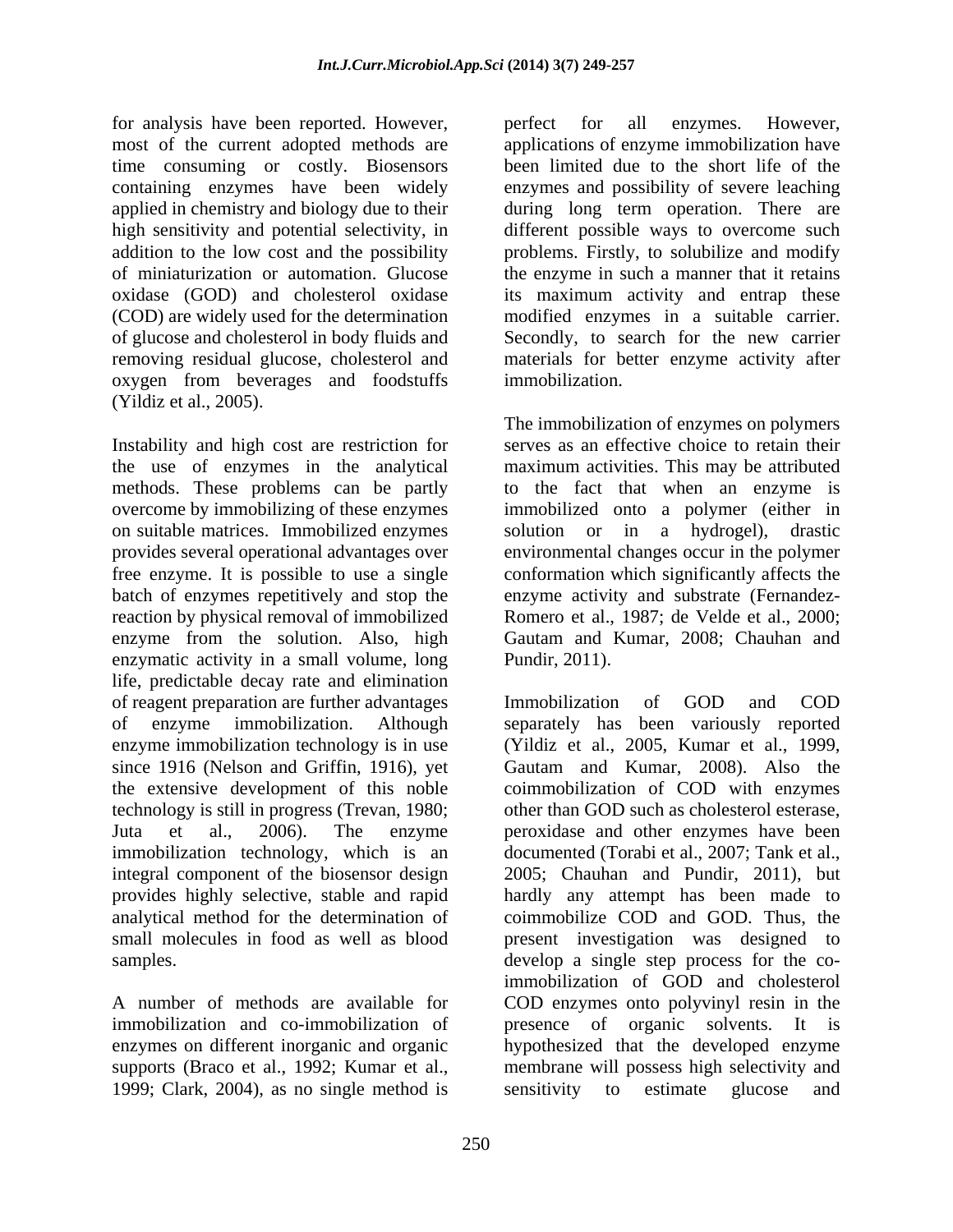for analysis have been reported. However, most of the current adopted methods are time consuming or costly. Biosensors containing enzymes have been widely applied in chemistry and biology due to their high sensitivity and potential selectivity, in addition to the low cost and the possibility of miniaturization or automation. Glucose oxidase (GOD) and cholesterol oxidase (COD) are widely used for the determination of glucose and cholesterol in body fluids and removing residual glucose, cholesterol and oxygen from beverages and foodstuffs (Yildiz et al., 2005).

Instability and high cost are restriction for the use of enzymes in the analytical methods. These problems can be partly overcome by immobilizing of these enzymes on suitable matrices. Immobilized enzymes provides several operational advantages over free enzyme. It is possible to use a single batch of enzymes repetitively and stop the reaction by physical removal of immobilized enzyme from the solution. Also, high enzymatic activity in a small volume, long life, predictable decay rate and elimination of reagent preparation are further advantages of enzyme immobilization. Although enzyme immobilization technology is in use since 1916 (Nelson and Griffin, 1916), yet the extensive development of this noble technology is still in progress (Trevan, 1980; Juta et al., 2006). The enzyme immobilization technology, which is an integral component of the biosensor design provides highly selective, stable and rapid analytical method for the determination of small molecules in food as well as blood samples.

A number of methods are available for immobilization and co-immobilization of enzymes on different inorganic and organic supports (Braco et al., 1992; Kumar et al., 1999; Clark, 2004), as no single method is perfect for all enzymes. However, applications of enzyme immobilization have been limited due to the short life of the enzymes and possibility of severe leaching during long term operation. There are different possible ways to overcome such problems. Firstly, to solubilize and modify the enzyme in such a manner that it retains its maximum activity and entrap these modified enzymes in a suitable carrier. Secondly, to search for the new carrier materials for better enzyme activity after immobilization.

The immobilization of enzymes on polymers serves as an effective choice to retain their maximum activities. This may be attributed to the fact that when an enzyme is immobilized onto a polymer (either in solution or in a hydrogel), drastic environmental changes occur in the polymer conformation which significantly affects the enzyme activity and substrate (Fernandez-Romero et al., 1987; de Velde et al., 2000; Gautam and Kumar, 2008; Chauhan and Pundir, 2011).

Immobilization of GOD and COD separately has been variously reported (Yildiz et al., 2005, Kumar et al., 1999, Gautam and Kumar, 2008). Also the coimmobilization of COD with enzymes other than GOD such as cholesterol esterase, peroxidase and other enzymes have been documented (Torabi et al., 2007; Tank et al., 2005; Chauhan and Pundir, 2011), but hardly any attempt has been made to coimmobilize COD and GOD. Thus, the present investigation was designed to develop a single step process for the co-immobilization of GOD and cholesterol COD enzymes onto polyvinyl resin in the presence of organic solvents. It is hypothesized that the developed enzyme membrane will possess high selectivity and sensitivity to estimate glucose and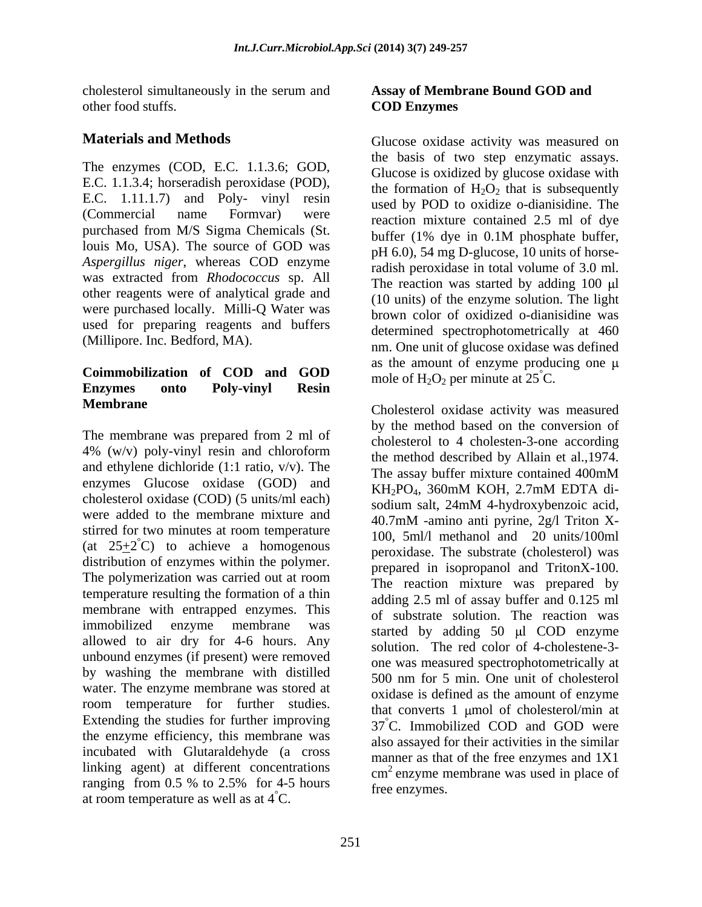cholesterol simultaneously in the serum and other food stuffs.

## Materials and Methods

The enzymes (COD, E.C. 1.1.3.6; GOD, E.C. 1.1.3.4; horseradish peroxidase (POD), E.C. 1.11.1.7) and Poly- vinyl resin (Commercial name Formvar) were purchased from M/S Sigma Chemicals (St. louis Mo, USA). The source of GOD was *Aspergillus niger*, whereas COD enzyme was extracted from *Rhodococcus* sp. All other reagents were of analytical grade and were purchased locally. Milli-Q Water was used for preparing reagents and buffers (Millipore. Inc. Bedford, MA).

### Coimmobilization of COD and GOD Enzymes onto Poly-vinyl Resin Membrane

The membrane was prepared from 2 ml of 4% (w/v) poly-vinyl resin and chloroform and ethylene dichloride (1:1 ratio, v/v). The enzymes Glucose oxidase (GOD) and cholesterol oxidase (COD) (5 units/ml each) were added to the membrane mixture and stirred for two minutes at room temperature (at $25 \pm 2^{\circ}$C) to achieve a homogenous distribution of enzymes within the polymer. The polymerization was carried out at room temperature resulting the formation of a thin membrane with entrapped enzymes. This immobilized enzyme membrane was allowed to air dry for 4-6 hours. Any unbound enzymes (if present) were removed by washing the membrane with distilled water. The enzyme membrane was stored at room temperature for further studies. Extending the studies for further improving the enzyme efficiency, this membrane was incubated with Glutaraldehyde (a cross linking agent) at different concentrations ranging from 0.5 % to 2.5% for 4-5 hours at room temperature as well as at $4^{\circ}$C.

### Assay of Membrane Bound GOD and COD Enzymes

Glucose oxidase activity was measured on the basis of two step enzymatic assays. Glucose is oxidized by glucose oxidase with the formation of $H_2O_2$ that is subsequently used by POD to oxidize o-dianisidine. The reaction mixture contained 2.5 ml of dye buffer (1% dye in 0.1M phosphate buffer, pH 6.0), 54 mg D-glucose, 10 units of horse-radish peroxidase in total volume of 3.0 ml. The reaction was started by adding 100 μl (10 units) of the enzyme solution. The light brown color of oxidized o-dianisidine was determined spectrophotometrically at 460 nm. One unit of glucose oxidase was defined as the amount of enzyme producing one μ mole of $H_2O_2$ per minute at $25^{\circ}$C.

Cholesterol oxidase activity was measured by the method based on the conversion of cholesterol to 4 cholesten-3-one according the method described by Allain et al.,1974. The assay buffer mixture contained 400mM $KH_2PO_4$, 360mM KOH, 2.7mM EDTA di-sodium salt, 24mM 4-hydroxybenzoic acid, 40.7mM -amino anti pyrine, 2g/l Triton X-100, 5ml/l methanol and 20 units/100ml peroxidase. The substrate (cholesterol) was prepared in isopropanol and TritonX-100. The reaction mixture was prepared by adding 2.5 ml of assay buffer and 0.125 ml of substrate solution. The reaction was started by adding 50 μl COD enzyme solution. The red color of 4-cholestene-3-one was measured spectrophotometrically at 500 nm for 5 min. One unit of cholesterol oxidase is defined as the amount of enzyme that converts 1 μmol of cholesterol/min at $37^{\circ}$C. Immobilized COD and GOD were also assayed for their activities in the similar manner as that of the free enzymes and 1X1 $cm^2$ enzyme membrane was used in place of free enzymes.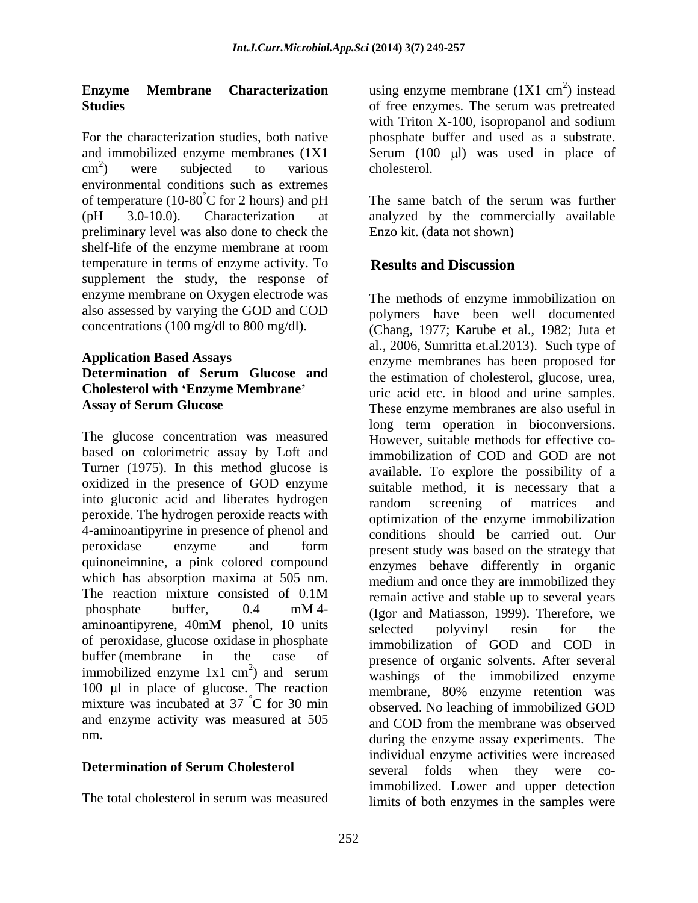## Enzyme Membrane Characterization Studies

For the characterization studies, both native and immobilized enzyme membranes (1X1 $cm^2$) were subjected to various environmental conditions such as extremes of temperature (10-80 °C for 2 hours) and pH (pH 3.0-10.0). Characterization at preliminary level was also done to check the shelf-life of the enzyme membrane at room temperature in terms of enzyme activity. To supplement the study, the response of enzyme membrane on Oxygen electrode was also assessed by varying the GOD and COD concentrations (100 mg/dl to 800 mg/dl).

## Application Based Assays

### Determination of Serum Glucose and Cholesterol with 'Enzyme Membrane'

### Assay of Serum Glucose

The glucose concentration was measured based on colorimetric assay by Loft and Turner (1975). In this method glucose is oxidized in the presence of GOD enzyme into gluconic acid and liberates hydrogen peroxide. The hydrogen peroxide reacts with 4-aminoantipyrine in presence of phenol and peroxidase enzyme and form quinoneimnine, a pink colored compound which has absorption maxima at 505 nm. The reaction mixture consisted of 0.1M phosphate buffer, 0.4 mM 4-aminoantipyrene, 40mM phenol, 10 units of peroxidase, glucose oxidase in phosphate buffer (membrane in the case of immobilized enzyme 1x1 $cm^2$) and serum 100 μl in place of glucose. The reaction mixture was incubated at 37 °C for 30 min and enzyme activity was measured at 505 nm.

### Determination of Serum Cholesterol

The total cholesterol in serum was measured using enzyme membrane (1X1 $cm^2$) instead of free enzymes. The serum was pretreated with Triton X-100, isopropanol and sodium phosphate buffer and used as a substrate. Serum (100 μl) was used in place of cholesterol.

The same batch of the serum was further analyzed by the commercially available Enzo kit. (data not shown)

## Results and Discussion

The methods of enzyme immobilization on polymers have been well documented (Chang, 1977; Karube et al., 1982; Juta et al., 2006, Sumritta et.al.2013). Such type of enzyme membranes has been proposed for the estimation of cholesterol, glucose, urea, uric acid etc. in blood and urine samples. These enzyme membranes are also useful in long term operation in bioconversions. However, suitable methods for effective co-immobilization of COD and GOD are not available. To explore the possibility of a suitable method, it is necessary that a random screening of matrices and optimization of the enzyme immobilization conditions should be carried out. Our present study was based on the strategy that enzymes behave differently in organic medium and once they are immobilized they remain active and stable up to several years (Igor and Matiasson, 1999). Therefore, we selected polyvinyl resin for the immobilization of GOD and COD in presence of organic solvents. After several washings of the immobilized enzyme membrane, 80% enzyme retention was observed. No leaching of immobilized GOD and COD from the membrane was observed during the enzyme assay experiments. The individual enzyme activities were increased several folds when they were co-immobilized. Lower and upper detection limits of both enzymes in the samples were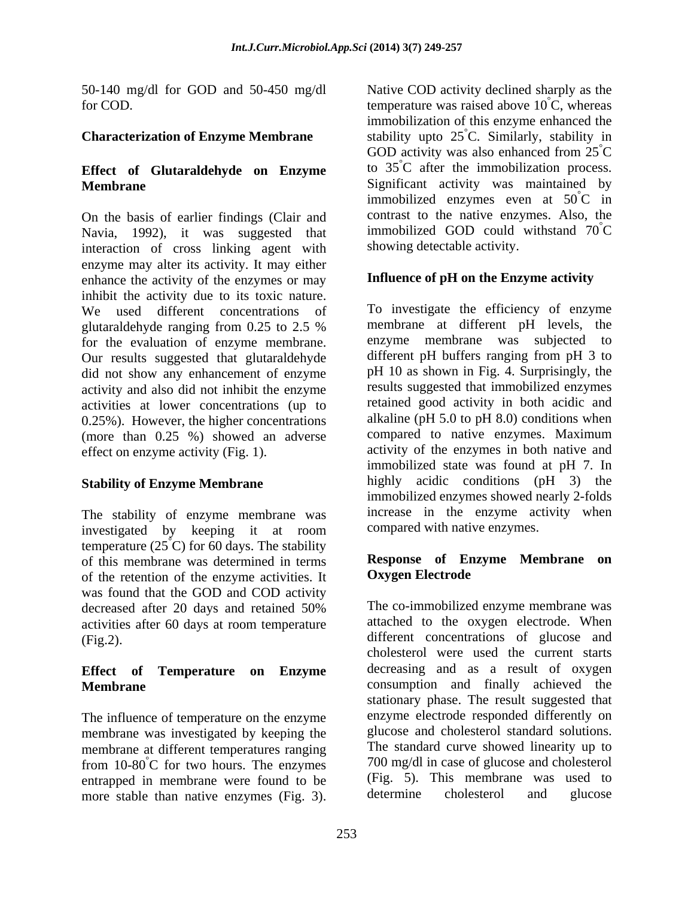50-140 mg/dl for GOD and 50-450 mg/dl for COD.

## Characterization of Enzyme Membrane

### Effect of Glutaraldehyde on Enzyme Membrane

On the basis of earlier findings (Clair and Navia, 1992), it was suggested that interaction of cross linking agent with enzyme may alter its activity. It may either enhance the activity of the enzymes or may inhibit the activity due to its toxic nature. We used different concentrations of glutaraldehyde ranging from 0.25 to 2.5 % for the evaluation of enzyme membrane. Our results suggested that glutaraldehyde did not show any enhancement of enzyme activity and also did not inhibit the enzyme activities at lower concentrations (up to 0.25%). However, the higher concentrations (more than 0.25 %) showed an adverse effect on enzyme activity (Fig. 1).

### Stability of Enzyme Membrane

The stability of enzyme membrane was investigated by keeping it at room temperature (25°C) for 60 days. The stability of this membrane was determined in terms of the retention of the enzyme activities. It was found that the GOD and COD activity decreased after 20 days and retained 50% activities after 60 days at room temperature (Fig.2).

### Effect of Temperature on Enzyme Membrane

The influence of temperature on the enzyme membrane was investigated by keeping the membrane at different temperatures ranging from 10-80°C for two hours. The enzymes entrapped in membrane were found to be more stable than native enzymes (Fig. 3). Native COD activity declined sharply as the temperature was raised above 10°C, whereas immobilization of this enzyme enhanced the stability upto 25°C. Similarly, stability in GOD activity was also enhanced from 25°C to 35°C after the immobilization process. Significant activity was maintained by immobilized enzymes even at 50°C in contrast to the native enzymes. Also, the immobilized GOD could withstand 70°C showing detectable activity.

### Influence of pH on the Enzyme activity

To investigate the efficiency of enzyme membrane at different pH levels, the enzyme membrane was subjected to different pH buffers ranging from pH 3 to pH 10 as shown in Fig. 4. Surprisingly, the results suggested that immobilized enzymes retained good activity in both acidic and alkaline (pH 5.0 to pH 8.0) conditions when compared to native enzymes. Maximum activity of the enzymes in both native and immobilized state was found at pH 7. In highly acidic conditions (pH 3) the immobilized enzymes showed nearly 2-folds increase in the enzyme activity when compared with native enzymes.

### Response of Enzyme Membrane on Oxygen Electrode

The co-immobilized enzyme membrane was attached to the oxygen electrode. When different concentrations of glucose and cholesterol were used the current starts decreasing and as a result of oxygen consumption and finally achieved the stationary phase. The result suggested that enzyme electrode responded differently on glucose and cholesterol standard solutions. The standard curve showed linearity up to 700 mg/dl in case of glucose and cholesterol (Fig. 5). This membrane was used to determine cholesterol and glucose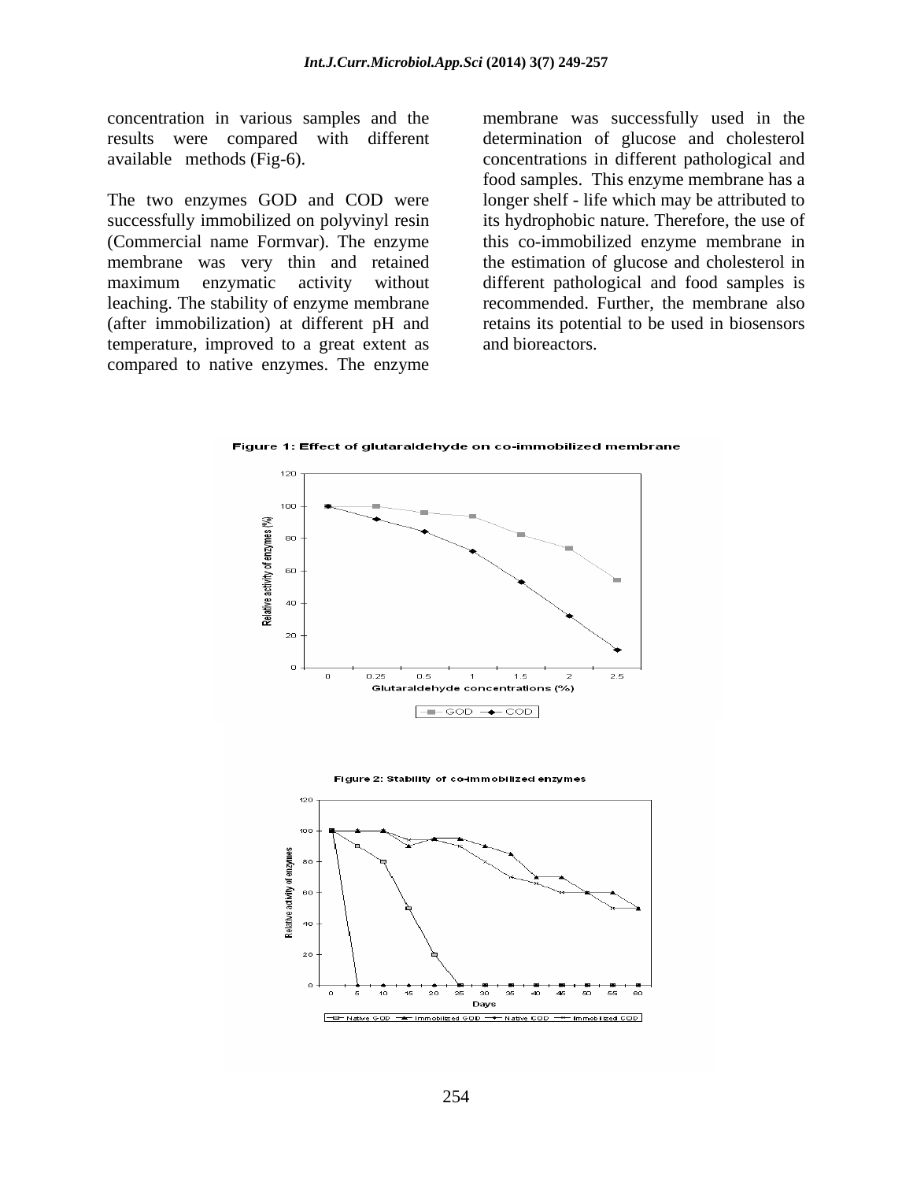concentration in various samples and the results were compared with different available methods (Fig-6).

The two enzymes GOD and COD were successfully immobilized on polyvinyl resin (Commercial name Formvar). The enzyme membrane was very thin and retained maximum enzymatic activity without leaching. The stability of enzyme membrane (after immobilization) at different pH and temperature, improved to a great extent as compared to native enzymes. The enzyme membrane was successfully used in the determination of glucose and cholesterol concentrations in different pathological and food samples. This enzyme membrane has a longer shelf - life which may be attributed to its hydrophobic nature. Therefore, the use of this co-immobilized enzyme membrane in the estimation of glucose and cholesterol in different pathological and food samples is recommended. Further, the membrane also retains its potential to be used in biosensors and bioreactors.

**Figure 1: Effect of glutaraldehyde on co-immobilized membrane**

**Figure 2: Stability of co-immobilized enzymes**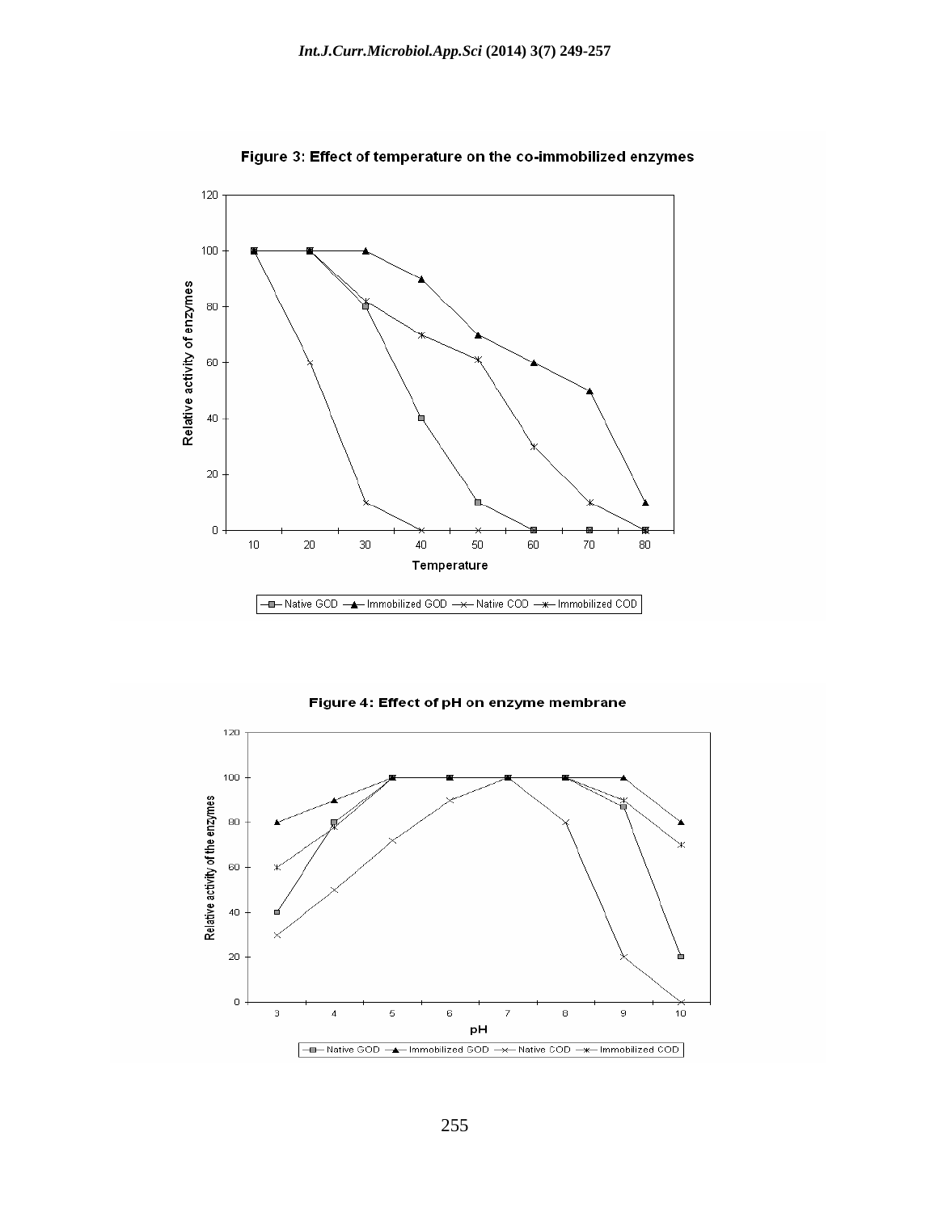**Figure 3: Effect of temperature on the co-immobilized enzymes**

**Figure 4: Effect of pH on enzyme membrane**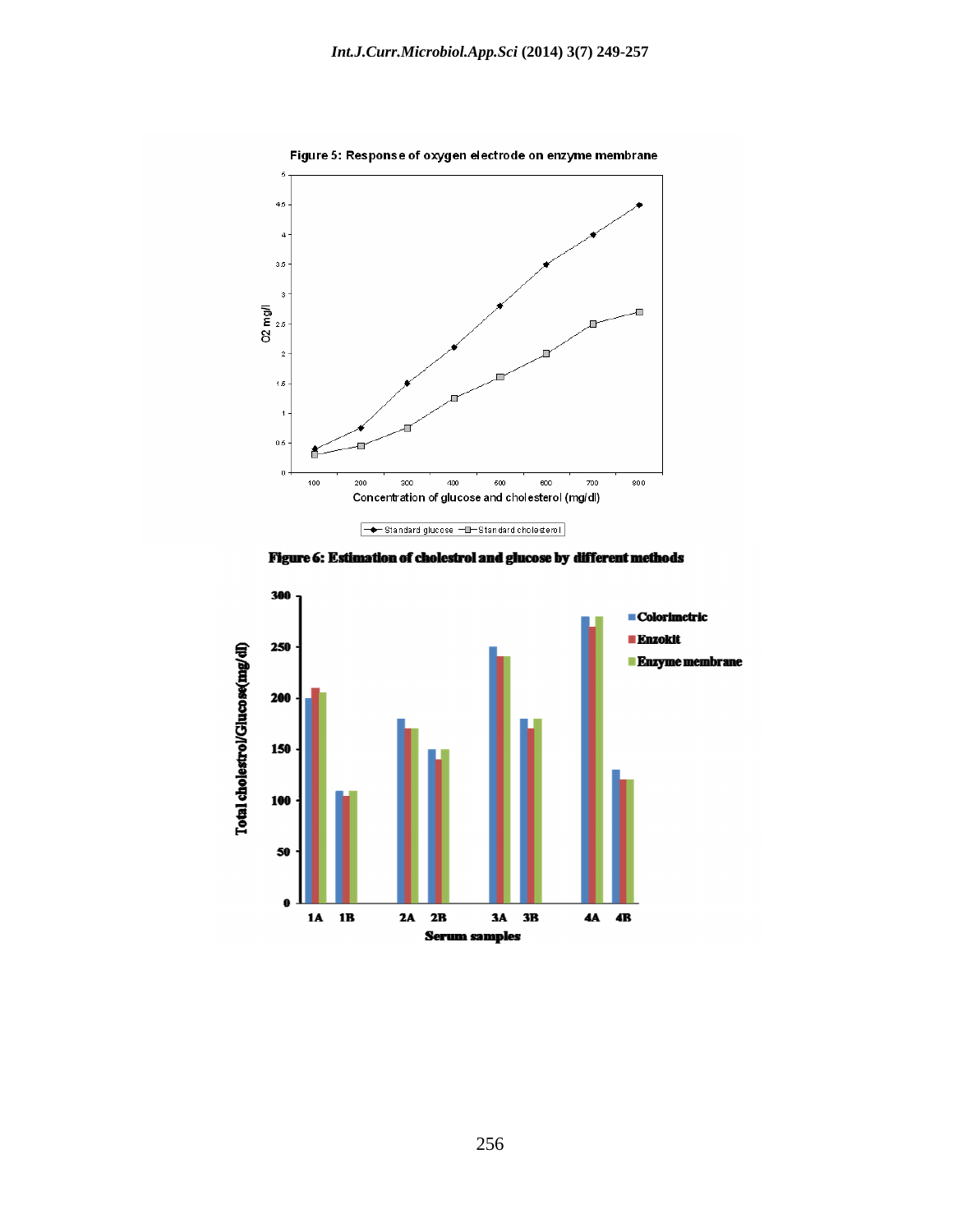Figure 5: Response of oxygen electrode on enzyme membrane

Figure 6: Estimation of cholestrol and glucose by different methods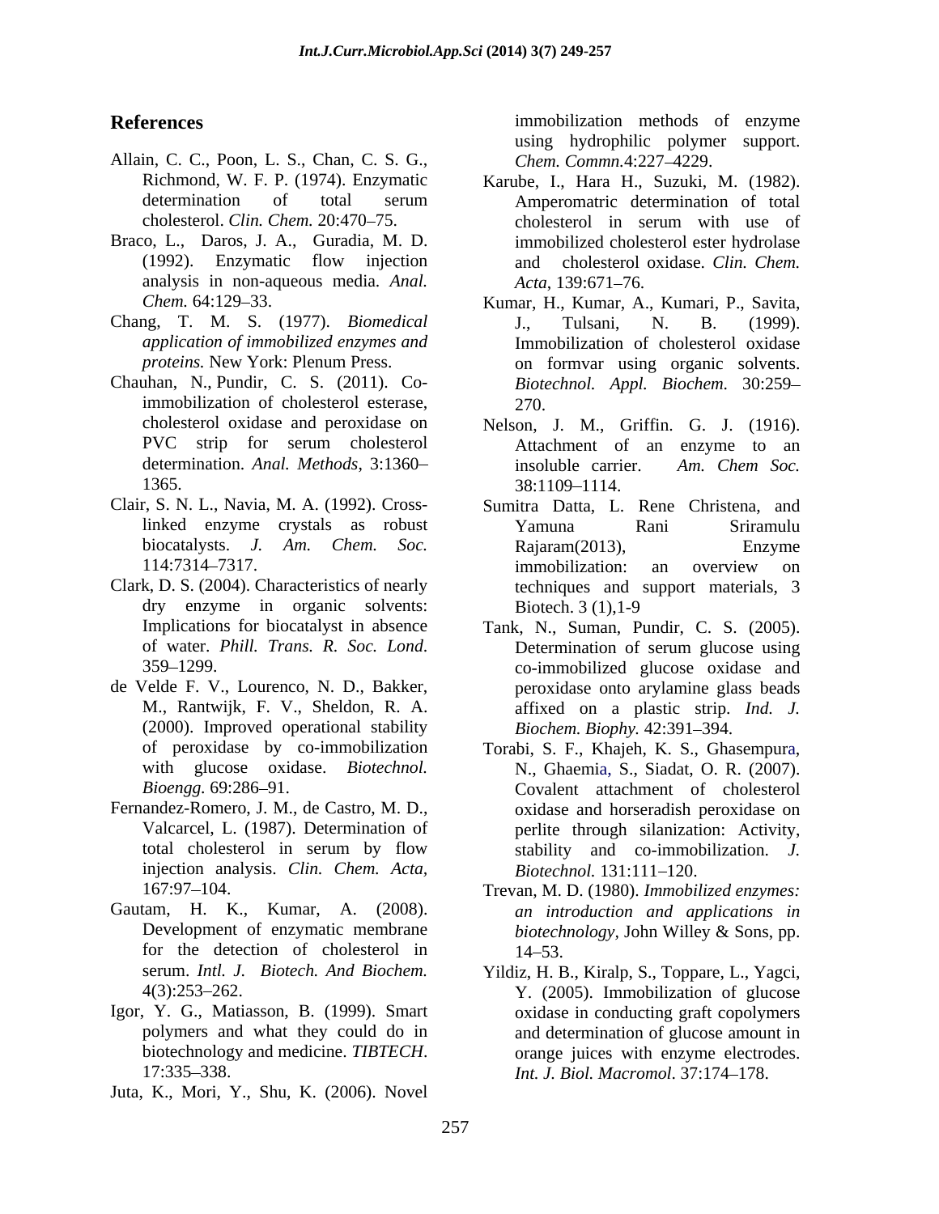## References

Allain, C. C., Poon, L. S., Chan, C. S. G., Richmond, W. F. P. (1974). Enzymatic determination of total serum cholesterol. *Clin. Chem.* 20:470–75.

Braco, L., Daros, J. A., Guradia, M. D. (1992). Enzymatic flow injection analysis in non-aqueous media. *Anal. Chem.* 64:129–33.

Chang, T. M. S. (1977). *Biomedical application of immobilized enzymes and proteins.* New York: Plenum Press.

Chauhan, N., Pundir, C. S. (2011). Co-immobilization of cholesterol esterase, cholesterol oxidase and peroxidase on PVC strip for serum cholesterol determination. *Anal. Methods*, 3:1360–1365.

Clair, S. N. L., Navia, M. A. (1992). Cross-linked enzyme crystals as robust biocatalysts. *J. Am. Chem. Soc.* 114:7314–7317.

Clark, D. S. (2004). Characteristics of nearly dry enzyme in organic solvents: Implications for biocatalyst in absence of water. *Phill. Trans. R. Soc. Lond.* 359–1299.

de Velde F. V., Lourenco, N. D., Bakker, M., Rantwijk, F. V., Sheldon, R. A. (2000). Improved operational stability of peroxidase by co-immobilization with glucose oxidase. *Biotechnol. Bioengg.* 69:286–91.

Fernandez-Romero, J. M., de Castro, M. D., Valcarcel, L. (1987). Determination of total cholesterol in serum by flow injection analysis. *Clin. Chem. Acta,* 167:97–104.

Gautam, H. K., Kumar, A. (2008). Development of enzymatic membrane for the detection of cholesterol in serum. *Intl. J. Biotech. And Biochem.* 4(3):253–262.

Igor, Y. G., Matiasson, B. (1999). Smart polymers and what they could do in biotechnology and medicine. *TIBTECH*. 17:335–338.

Juta, K., Mori, Y., Shu, K. (2006). Novel immobilization methods of enzyme using hydrophilic polymer support. *Chem. Commn.*4:227–4229.

Karube, I., Hara H., Suzuki, M. (1982). Amperomatric determination of total cholesterol in serum with use of immobilized cholesterol ester hydrolase and cholesterol oxidase. *Clin. Chem. Acta*, 139:671–76.

Kumar, H., Kumar, A., Kumari, P., Savita, J., Tulsani, N. B. (1999). Immobilization of cholesterol oxidase on formvar using organic solvents. *Biotechnol. Appl. Biochem.* 30:259–270.

Nelson, J. M., Griffin. G. J. (1916). Attachment of an enzyme to an insoluble carrier. *Am. Chem Soc.* 38:1109–1114.

Sumitra Datta, L. Rene Christena, and Yamuna Rani Sriramulu Rajaram(2013), Enzyme immobilization: an overview on techniques and support materials, 3 Biotech. 3 (1),1-9

Tank, N., Suman, Pundir, C. S. (2005). Determination of serum glucose using co-immobilized glucose oxidase and peroxidase onto arylamine glass beads affixed on a plastic strip. *Ind. J. Biochem. Biophy.* 42:391–394.

Torabi, S. F., Khajeh, K. S., Ghasempura, N., Ghaemia, S., Siadat, O. R. (2007). Covalent attachment of cholesterol oxidase and horseradish peroxidase on perlite through silanization: Activity, stability and co-immobilization. *J. Biotechnol.* 131:111–120.

Trevan, M. D. (1980). *Immobilized enzymes: an introduction and applications in biotechnology*, John Willey & Sons, pp. 14–53.

Yildiz, H. B., Kiralp, S., Toppare, L., Yagci, Y. (2005). Immobilization of glucose oxidase in conducting graft copolymers and determination of glucose amount in orange juices with enzyme electrodes. *Int. J. Biol. Macromol*. 37:174–178.